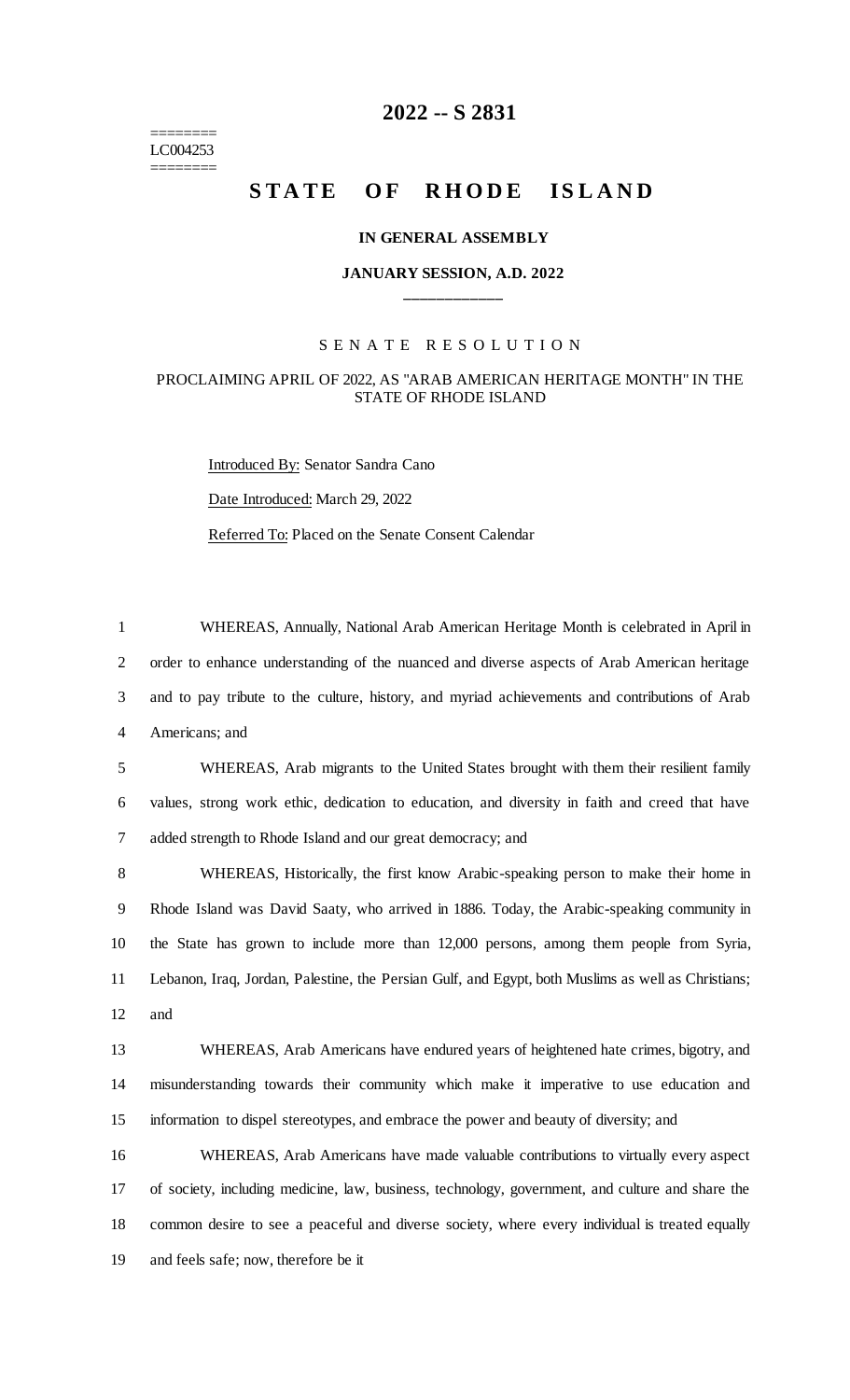# 2022 -- S 2831

========
LC004253
========

# STATE OF RHODE ISLAND

**IN GENERAL ASSEMBLY**

**JANUARY SESSION, A.D. 2022**

____________

S E N A T E   R E S O L U T I O N

PROCLAIMING APRIL OF 2022, AS "ARAB AMERICAN HERITAGE MONTH" IN THE STATE OF RHODE ISLAND

Introduced By: Senator Sandra Cano

Date Introduced: March 29, 2022

Referred To: Placed on the Senate Consent Calendar

WHEREAS, Annually, National Arab American Heritage Month is celebrated in April in order to enhance understanding of the nuanced and diverse aspects of Arab American heritage and to pay tribute to the culture, history, and myriad achievements and contributions of Arab Americans; and

WHEREAS, Arab migrants to the United States brought with them their resilient family values, strong work ethic, dedication to education, and diversity in faith and creed that have added strength to Rhode Island and our great democracy; and

WHEREAS, Historically, the first know Arabic-speaking person to make their home in Rhode Island was David Saaty, who arrived in 1886. Today, the Arabic-speaking community in the State has grown to include more than 12,000 persons, among them people from Syria, Lebanon, Iraq, Jordan, Palestine, the Persian Gulf, and Egypt, both Muslims as well as Christians; and

WHEREAS, Arab Americans have endured years of heightened hate crimes, bigotry, and misunderstanding towards their community which make it imperative to use education and information to dispel stereotypes, and embrace the power and beauty of diversity; and

WHEREAS, Arab Americans have made valuable contributions to virtually every aspect of society, including medicine, law, business, technology, government, and culture and share the common desire to see a peaceful and diverse society, where every individual is treated equally and feels safe; now, therefore be it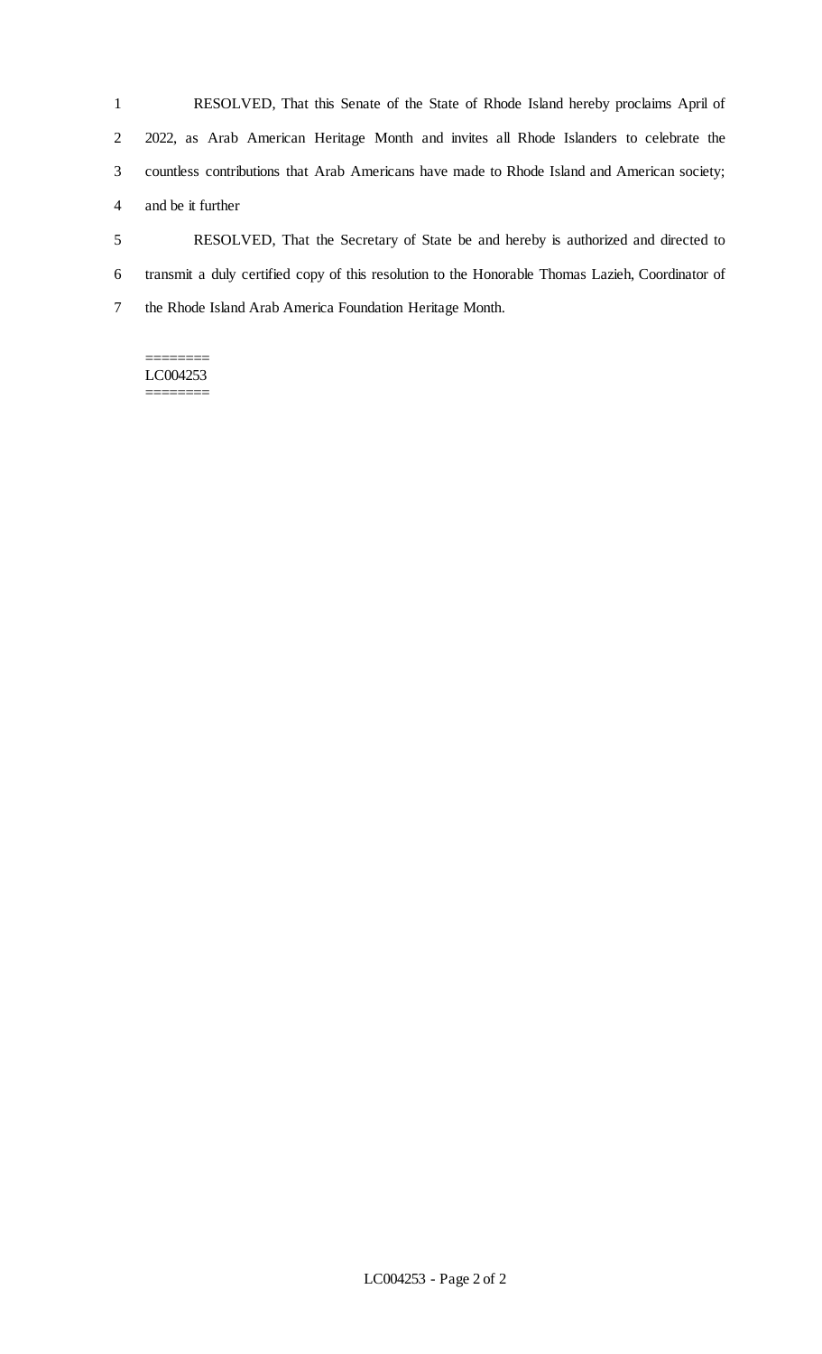RESOLVED, That this Senate of the State of Rhode Island hereby proclaims April of 2022, as Arab American Heritage Month and invites all Rhode Islanders to celebrate the countless contributions that Arab Americans have made to Rhode Island and American society; and be it further

RESOLVED, That the Secretary of State be and hereby is authorized and directed to transmit a duly certified copy of this resolution to the Honorable Thomas Lazieh, Coordinator of the Rhode Island Arab America Foundation Heritage Month.

========
LC004253
========